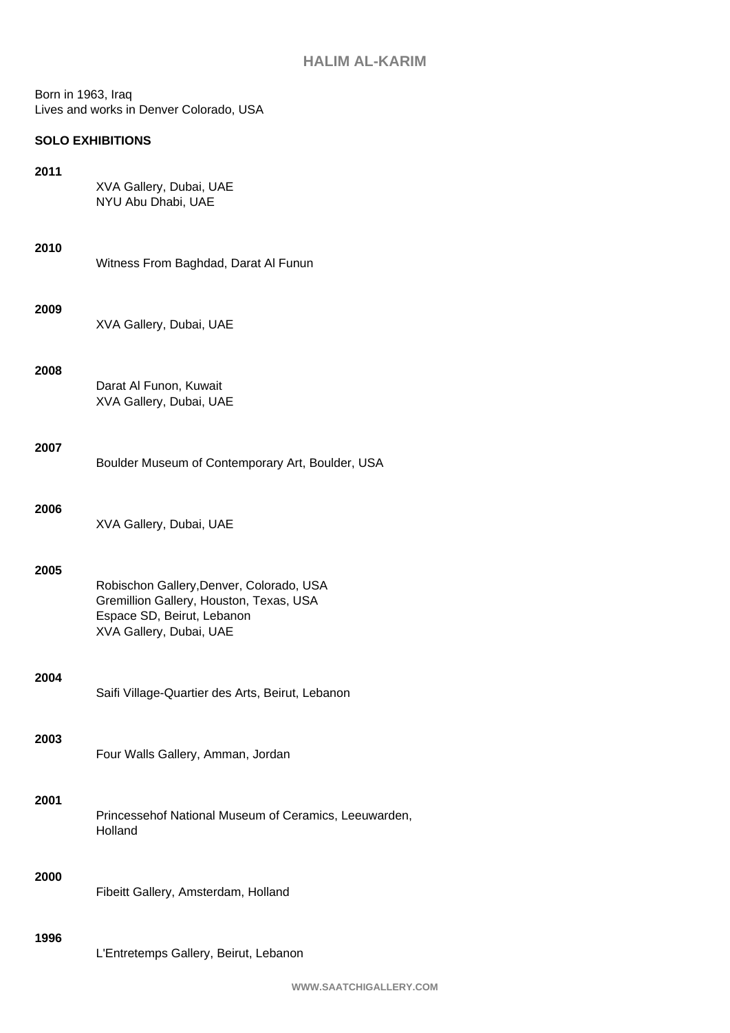# HALIM AL-KARIM

Born in 1963, Iraq
Lives and works in Denver Colorado, USA

## SOLO EXHIBITIONS

**2011**

XVA Gallery, Dubai, UAE
NYU Abu Dhabi, UAE

**2010**

Witness From Baghdad, Darat Al Funun

**2009**

XVA Gallery, Dubai, UAE

**2008**

Darat Al Funon, Kuwait
XVA Gallery, Dubai, UAE

**2007**

Boulder Museum of Contemporary Art, Boulder, USA

**2006**

XVA Gallery, Dubai, UAE

**2005**

Robischon Gallery,Denver, Colorado, USA
Gremillion Gallery, Houston, Texas, USA
Espace SD, Beirut, Lebanon
XVA Gallery, Dubai, UAE

**2004**

Saifi Village-Quartier des Arts, Beirut, Lebanon

**2003**

Four Walls Gallery, Amman, Jordan

**2001**

Princessehof National Museum of Ceramics, Leeuwarden, Holland

**2000**

Fibeitt Gallery, Amsterdam, Holland

**1996**

L'Entretemps Gallery, Beirut, Lebanon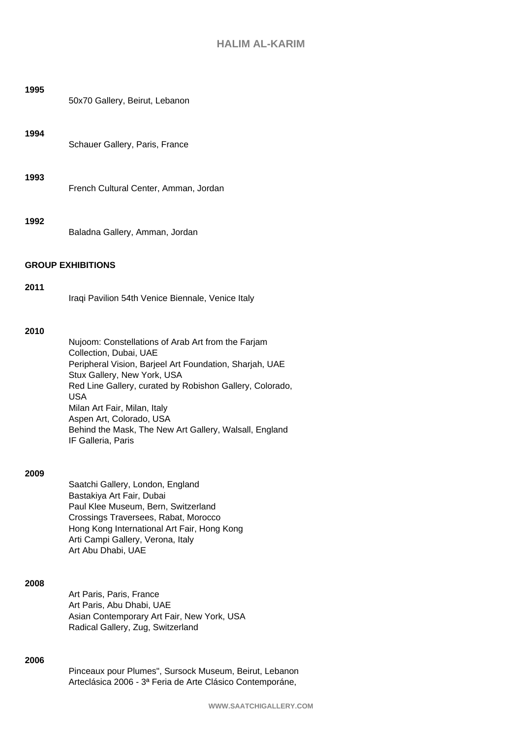**1995**

50x70 Gallery, Beirut, Lebanon

**1994**

Schauer Gallery, Paris, France

**1993**

French Cultural Center, Amman, Jordan

**1992**

Baladna Gallery, Amman, Jordan

## GROUP EXHIBITIONS

**2011**

Iraqi Pavilion 54th Venice Biennale, Venice Italy

**2010**

Nujoom: Constellations of Arab Art from the Farjam Collection, Dubai, UAE
Peripheral Vision, Barjeel Art Foundation, Sharjah, UAE
Stux Gallery, New York, USA
Red Line Gallery, curated by Robishon Gallery, Colorado, USA
Milan Art Fair, Milan, Italy
Aspen Art, Colorado, USA
Behind the Mask, The New Art Gallery, Walsall, England
IF Galleria, Paris

**2009**

Saatchi Gallery, London, England
Bastakiya Art Fair, Dubai
Paul Klee Museum, Bern, Switzerland
Crossings Traversees, Rabat, Morocco
Hong Kong International Art Fair, Hong Kong
Arti Campi Gallery, Verona, Italy
Art Abu Dhabi, UAE

**2008**

Art Paris, Paris, France
Art Paris, Abu Dhabi, UAE
Asian Contemporary Art Fair, New York, USA
Radical Gallery, Zug, Switzerland

**2006**

Pinceaux pour Plumes", Sursock Museum, Beirut, Lebanon
Arteclásica 2006 - 3ª Feria de Arte Clásico Contemporáne,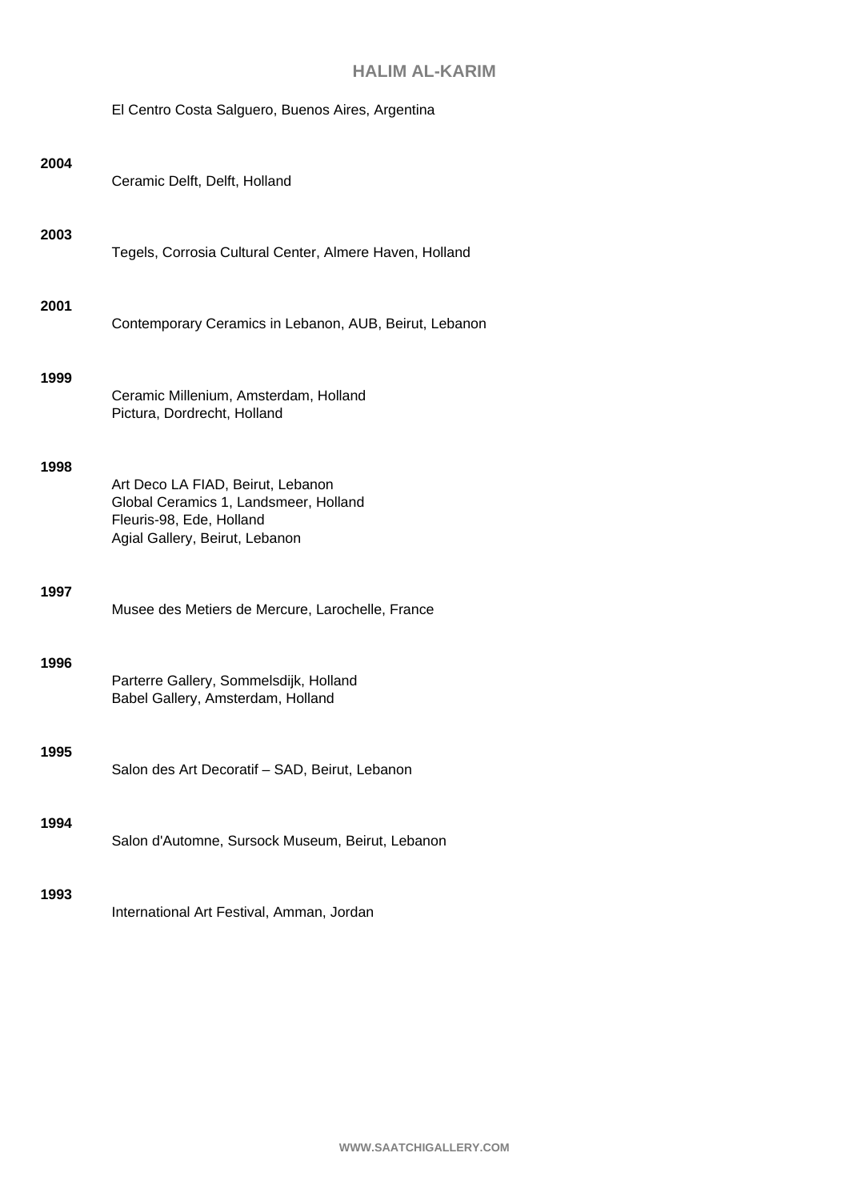El Centro Costa Salguero, Buenos Aires, Argentina

**2004**

Ceramic Delft, Delft, Holland

**2003**

Tegels, Corrosia Cultural Center, Almere Haven, Holland

**2001**

Contemporary Ceramics in Lebanon, AUB, Beirut, Lebanon

**1999**

Ceramic Millenium, Amsterdam, Holland
Pictura, Dordrecht, Holland

**1998**

Art Deco LA FIAD, Beirut, Lebanon
Global Ceramics 1, Landsmeer, Holland
Fleuris-98, Ede, Holland
Agial Gallery, Beirut, Lebanon

**1997**

Musee des Metiers de Mercure, Larochelle, France

**1996**

Parterre Gallery, Sommelsdijk, Holland
Babel Gallery, Amsterdam, Holland

**1995**

Salon des Art Decoratif – SAD, Beirut, Lebanon

**1994**

Salon d'Automne, Sursock Museum, Beirut, Lebanon

**1993**

International Art Festival, Amman, Jordan